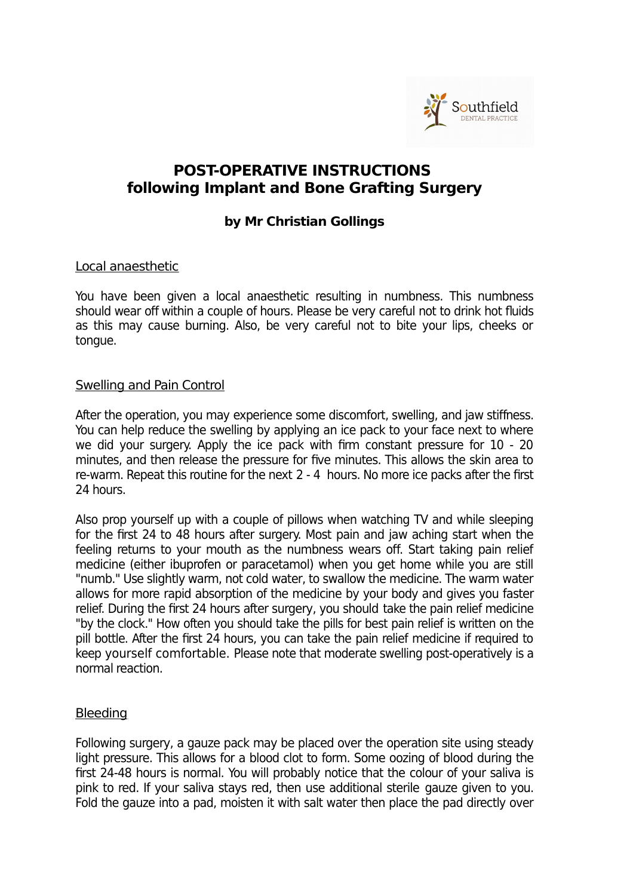Southfield DENTAL PRACTICE

# POST-OPERATIVE INSTRUCTIONS following Implant and Bone Grafting Surgery

### by Mr Christian Gollings

## Local anaesthetic

You have been given a local anaesthetic resulting in numbness. This numbness should wear off within a couple of hours. Please be very careful not to drink hot fluids as this may cause burning. Also, be very careful not to bite your lips, cheeks or tongue.

## Swelling and Pain Control

After the operation, you may experience some discomfort, swelling, and jaw stiffness. You can help reduce the swelling by applying an ice pack to your face next to where we did your surgery. Apply the ice pack with firm constant pressure for 10 - 20 minutes, and then release the pressure for five minutes. This allows the skin area to re-warm. Repeat this routine for the next 2 - 4 hours. No more ice packs after the first 24 hours.

Also prop yourself up with a couple of pillows when watching TV and while sleeping for the first 24 to 48 hours after surgery. Most pain and jaw aching start when the feeling returns to your mouth as the numbness wears off. Start taking pain relief medicine (either ibuprofen or paracetamol) when you get home while you are still "numb." Use slightly warm, not cold water, to swallow the medicine. The warm water allows for more rapid absorption of the medicine by your body and gives you faster relief. During the first 24 hours after surgery, you should take the pain relief medicine "by the clock." How often you should take the pills for best pain relief is written on the pill bottle. After the first 24 hours, you can take the pain relief medicine if required to keep yourself comfortable. Please note that moderate swelling post-operatively is a normal reaction.

## Bleeding

Following surgery, a gauze pack may be placed over the operation site using steady light pressure. This allows for a blood clot to form. Some oozing of blood during the first 24-48 hours is normal. You will probably notice that the colour of your saliva is pink to red. If your saliva stays red, then use additional sterile gauze given to you. Fold the gauze into a pad, moisten it with salt water then place the pad directly over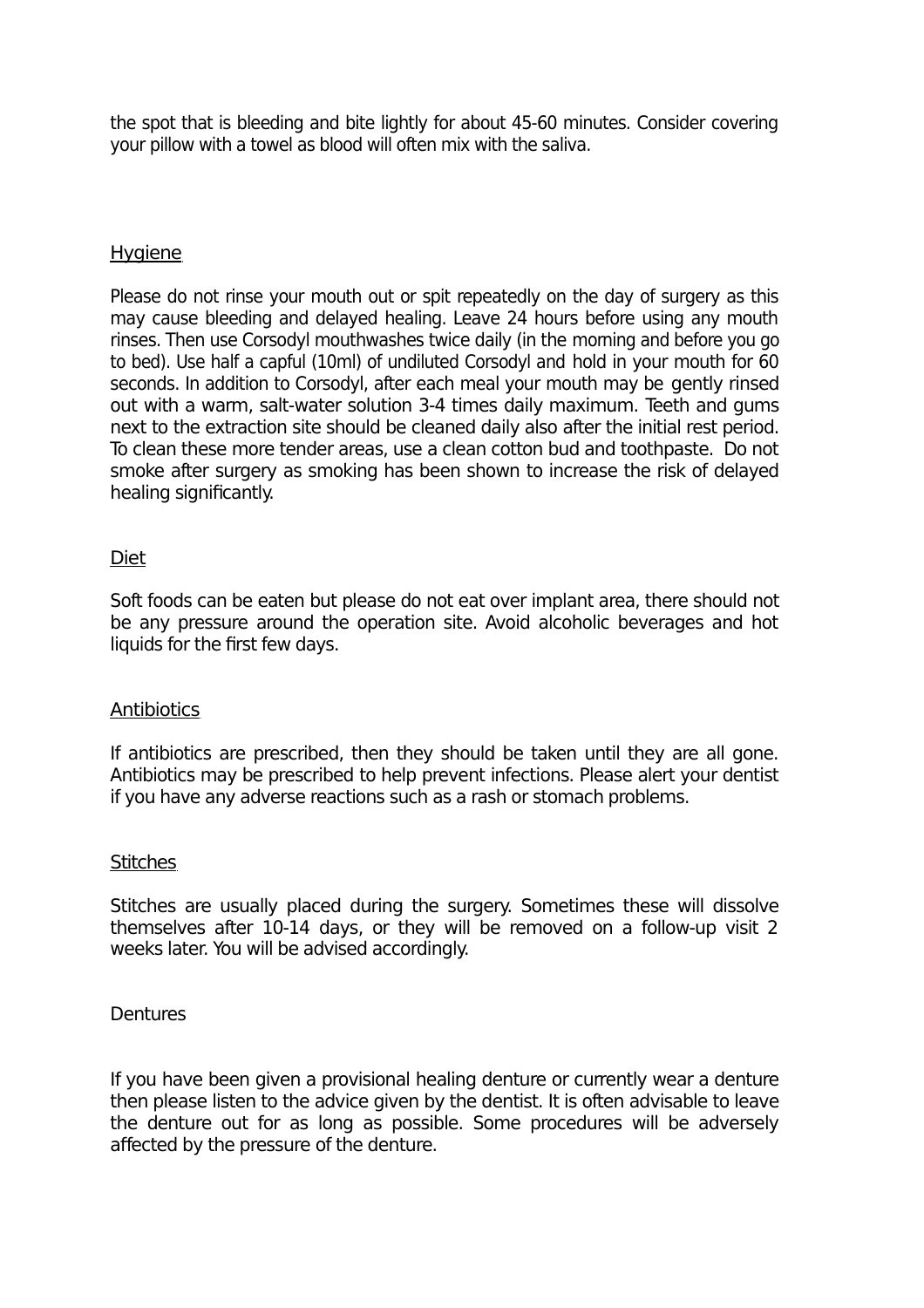the spot that is bleeding and bite lightly for about 45-60 minutes. Consider covering your pillow with a towel as blood will often mix with the saliva.

## Hygiene

Please do not rinse your mouth out or spit repeatedly on the day of surgery as this may cause bleeding and delayed healing. Leave 24 hours before using any mouth rinses. Then use Corsodyl mouthwashes twice daily (in the morning and before you go to bed). Use half a capful (10ml) of undiluted Corsodyl and hold in your mouth for 60 seconds. In addition to Corsodyl, after each meal your mouth may be gently rinsed out with a warm, salt-water solution 3-4 times daily maximum. Teeth and gums next to the extraction site should be cleaned daily also after the initial rest period. To clean these more tender areas, use a clean cotton bud and toothpaste. Do not smoke after surgery as smoking has been shown to increase the risk of delayed healing significantly.

## Diet

Soft foods can be eaten but please do not eat over implant area, there should not be any pressure around the operation site. Avoid alcoholic beverages and hot liquids for the first few days.

## Antibiotics

If antibiotics are prescribed, then they should be taken until they are all gone. Antibiotics may be prescribed to help prevent infections. Please alert your dentist if you have any adverse reactions such as a rash or stomach problems.

## Stitches

Stitches are usually placed during the surgery. Sometimes these will dissolve themselves after 10-14 days, or they will be removed on a follow-up visit 2 weeks later. You will be advised accordingly.

## Dentures

If you have been given a provisional healing denture or currently wear a denture then please listen to the advice given by the dentist. It is often advisable to leave the denture out for as long as possible. Some procedures will be adversely affected by the pressure of the denture.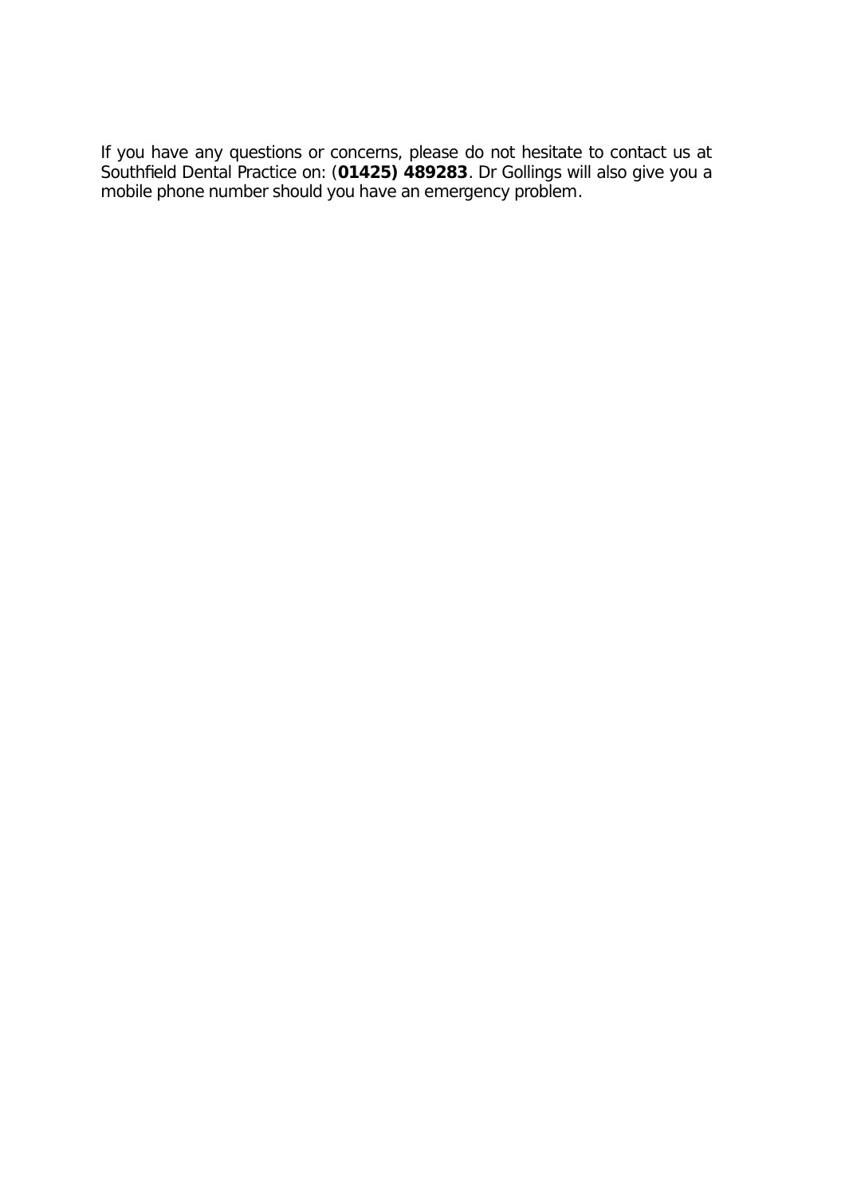If you have any questions or concerns, please do not hesitate to contact us at Southfield Dental Practice on: (**01425) 489283**. Dr Gollings will also give you a mobile phone number should you have an emergency problem.